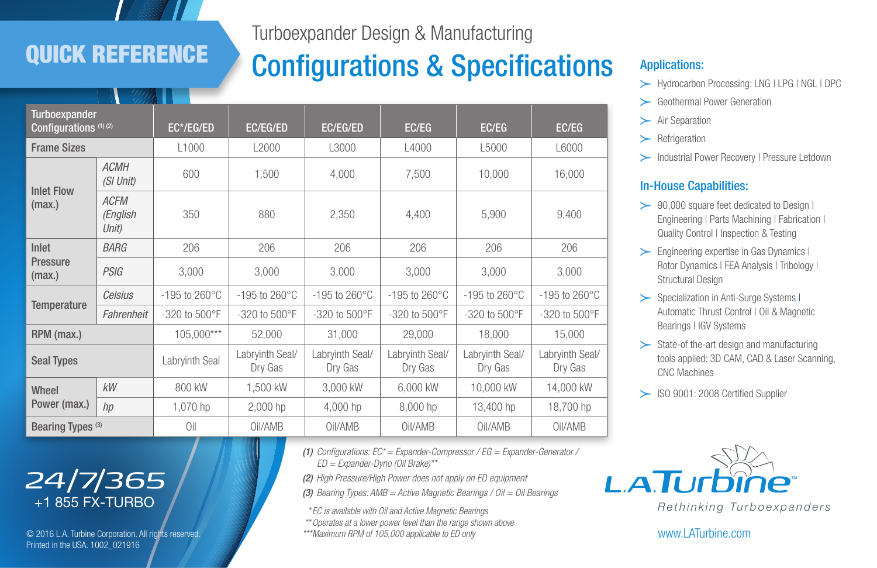# QUICK REFERENCE

## Turboexpander Design & Manufacturing

# Configurations & Specifications

| Turboexpander Configurations (1) (2) | | EC*/EG/ED | EC/EG/ED | EC/EG/ED | EC/EG | EC/EG | EC/EG |
|---|---|---|---|---|---|---|---|
| Frame Sizes | | L1000 | L2000 | L3000 | L4000 | L5000 | L6000 |
| Inlet Flow (max.) | *ACMH (SI Unit)* | 600 | 1,500 | 4,000 | 7,500 | 10,000 | 16,000 |
| | *ACFM (English Unit)* | 350 | 880 | 2,350 | 4,400 | 5,900 | 9,400 |
| Inlet Pressure (max.) | *BARG* | 206 | 206 | 206 | 206 | 206 | 206 |
| | *PSIG* | 3,000 | 3,000 | 3,000 | 3,000 | 3,000 | 3,000 |
| Temperature | *Celsius* | -195 to 260°C | -195 to 260°C | -195 to 260°C | -195 to 260°C | -195 to 260°C | -195 to 260°C |
| | *Fahrenheit* | -320 to 500°F | -320 to 500°F | -320 to 500°F | -320 to 500°F | -320 to 500°F | -320 to 500°F |
| RPM (max.) | | 105,000*** | 52,000 | 31,000 | 29,000 | 18,000 | 15,000 |
| Seal Types | | Labryinth Seal | Labryinth Seal/ Dry Gas | Labryinth Seal/ Dry Gas | Labryinth Seal/ Dry Gas | Labryinth Seal/ Dry Gas | Labryinth Seal/ Dry Gas |
| Wheel Power (max.) | *kW* | 800 kW | 1,500 kW | 3,000 kW | 6,000 kW | 10,000 kW | 14,000 kW |
| | *hp* | 1,070 hp | 2,000 hp | 4,000 hp | 8,000 hp | 13,400 hp | 18,700 hp |
| Bearing Types (3) | | Oil | Oil/AMB | Oil/AMB | Oil/AMB | Oil/AMB | Oil/AMB |

*(1) Configurations: EC* = Expander-Compressor / EG = Expander-Generator / ED = Expander-Dyno (Oil Brake)***

*(2) High Pressure/High Power does not apply on ED equipment*

*(3) Bearing Types: AMB = Active Magnetic Bearings / Oil = Oil Bearings*

*\*EC is available with Oil and Active Magnetic Bearings*

*\*\*Operates at a lower power level than the range shown above*

*\*\*\*Maximum RPM of 105,000 applicable to ED only*

### Applications:

- Hydrocarbon Processing: LNG | LPG | NGL | DPC
- Geothermal Power Generation
- Air Separation
- Refrigeration
- Industrial Power Recovery | Pressure Letdown

### In-House Capabilities:

- 90,000 square feet dedicated to Design | Engineering | Parts Machining | Fabrication | Quality Control | Inspection & Testing
- Engineering expertise in Gas Dynamics | Rotor Dynamics | FEA Analysis | Tribology | Structural Design
- Specialization in Anti-Surge Systems | Automatic Thrust Control | Oil & Magnetic Bearings | IGV Systems
- State-of the-art design and manufacturing tools applied: 3D CAM, CAD & Laser Scanning, CNC Machines
- ISO 9001: 2008 Certified Supplier

24/7/365
+1 855 FX-TURBO

L.A.Turbine™
Rethinking Turboexpanders

www.LATurbine.com

© 2016 L.A. Turbine Corporation. All rights reserved.
Printed in the USA. 1002_021916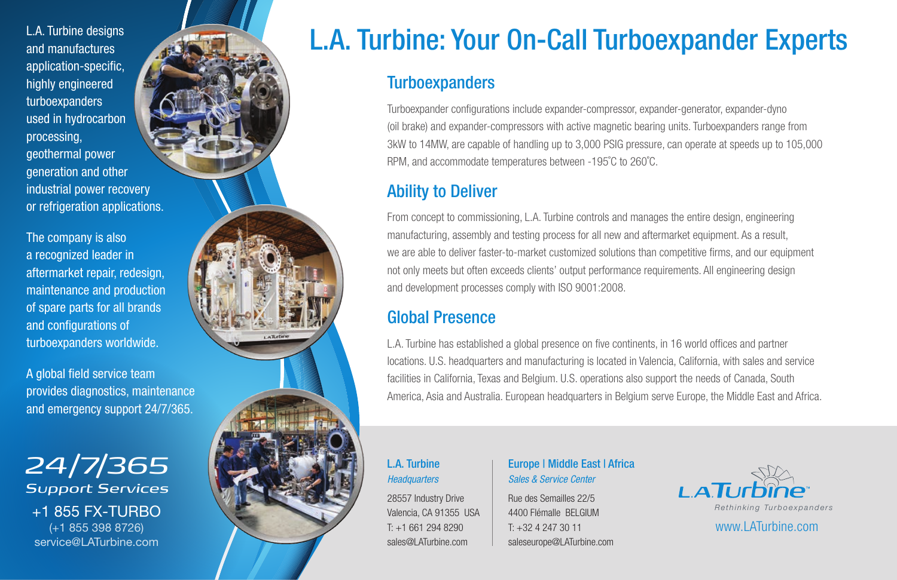L.A. Turbine designs and manufactures application-specific, highly engineered turboexpanders used in hydrocarbon processing, geothermal power generation and other industrial power recovery or refrigeration applications.

The company is also a recognized leader in aftermarket repair, redesign, maintenance and production of spare parts for all brands and configurations of turboexpanders worldwide.

A global field service team provides diagnostics, maintenance and emergency support 24/7/365.

*24/7/365*
*Support Services*

+1 855 FX-TURBO
(+1 855 398 8726)
service@LATurbine.com

# L.A. Turbine: Your On-Call Turboexpander Experts

## Turboexpanders

Turboexpander configurations include expander-compressor, expander-generator, expander-dyno (oil brake) and expander-compressors with active magnetic bearing units. Turboexpanders range from 3kW to 14MW, are capable of handling up to 3,000 PSIG pressure, can operate at speeds up to 105,000 RPM, and accommodate temperatures between -195˚C to 260˚C.

## Ability to Deliver

From concept to commissioning, L.A. Turbine controls and manages the entire design, engineering manufacturing, assembly and testing process for all new and aftermarket equipment. As a result, we are able to deliver faster-to-market customized solutions than competitive firms, and our equipment not only meets but often exceeds clients' output performance requirements. All engineering design and development processes comply with ISO 9001:2008.

## Global Presence

L.A. Turbine has established a global presence on five continents, in 16 world offices and partner locations. U.S. headquarters and manufacturing is located in Valencia, California, with sales and service facilities in California, Texas and Belgium. U.S. operations also support the needs of Canada, South America, Asia and Australia. European headquarters in Belgium serve Europe, the Middle East and Africa.

**L.A. Turbine**
*Headquarters*

28557 Industry Drive
Valencia, CA 91355 USA
T: +1 661 294 8290
sales@LATurbine.com

**Europe | Middle East | Africa**
*Sales & Service Center*

Rue des Semailles 22/5
4400 Flémalle BELGIUM
T: +32 4 247 30 11
saleseurope@LATurbine.com

L.A.Turbine™
*Rethinking Turboexpanders*
www.LATurbine.com